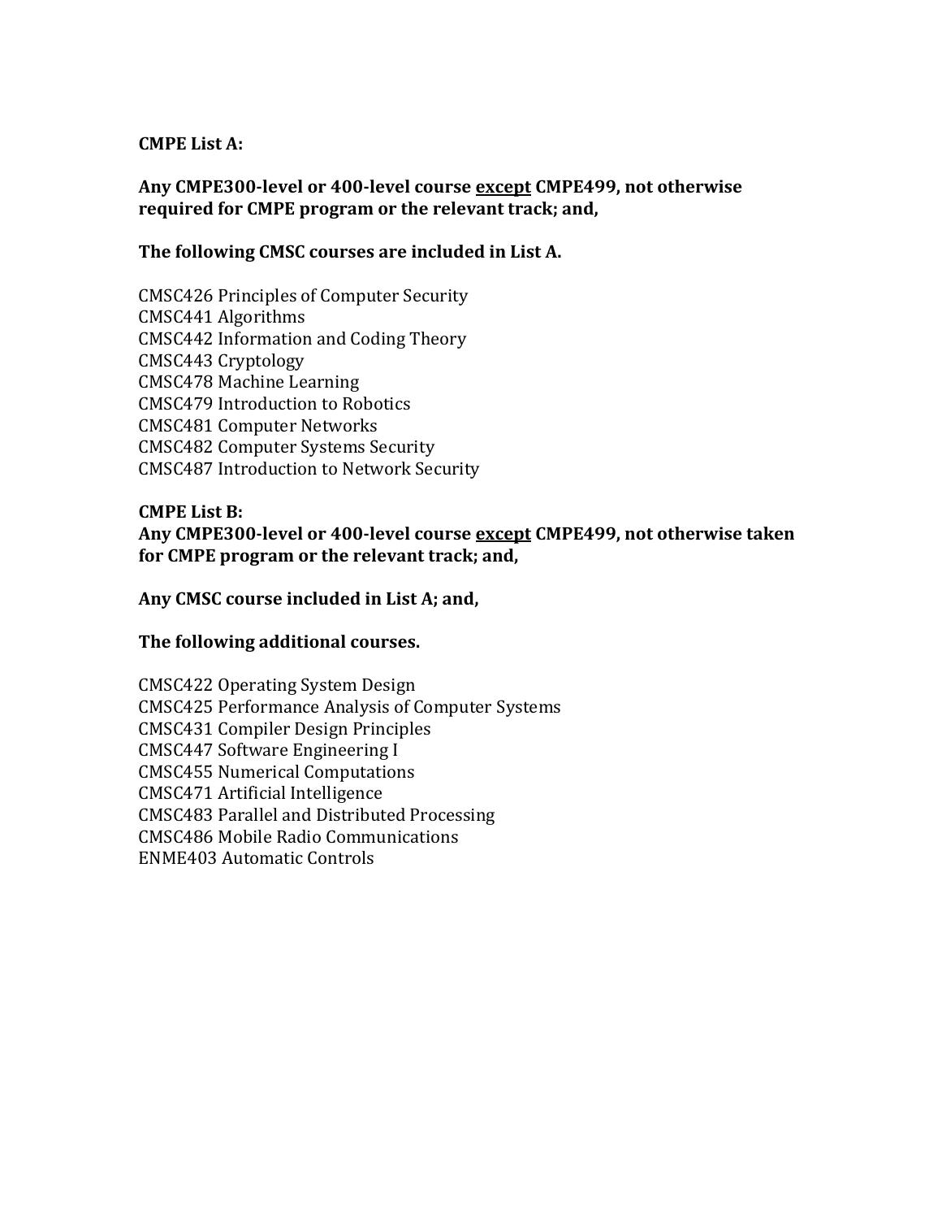**CMPE List A:**

**Any CMPE300-level or 400-level course <u>except</u> CMPE499, not otherwise required for CMPE program or the relevant track; and,**

**The following CMSC courses are included in List A.**

CMSC426 Principles of Computer Security
CMSC441 Algorithms
CMSC442 Information and Coding Theory
CMSC443 Cryptology
CMSC478 Machine Learning
CMSC479 Introduction to Robotics
CMSC481 Computer Networks
CMSC482 Computer Systems Security
CMSC487 Introduction to Network Security

**CMPE List B:**
**Any CMPE300-level or 400-level course <u>except</u> CMPE499, not otherwise taken for CMPE program or the relevant track; and,**

**Any CMSC course included in List A; and,**

**The following additional courses.**

CMSC422 Operating System Design
CMSC425 Performance Analysis of Computer Systems
CMSC431 Compiler Design Principles
CMSC447 Software Engineering I
CMSC455 Numerical Computations
CMSC471 Artificial Intelligence
CMSC483 Parallel and Distributed Processing
CMSC486 Mobile Radio Communications
ENME403 Automatic Controls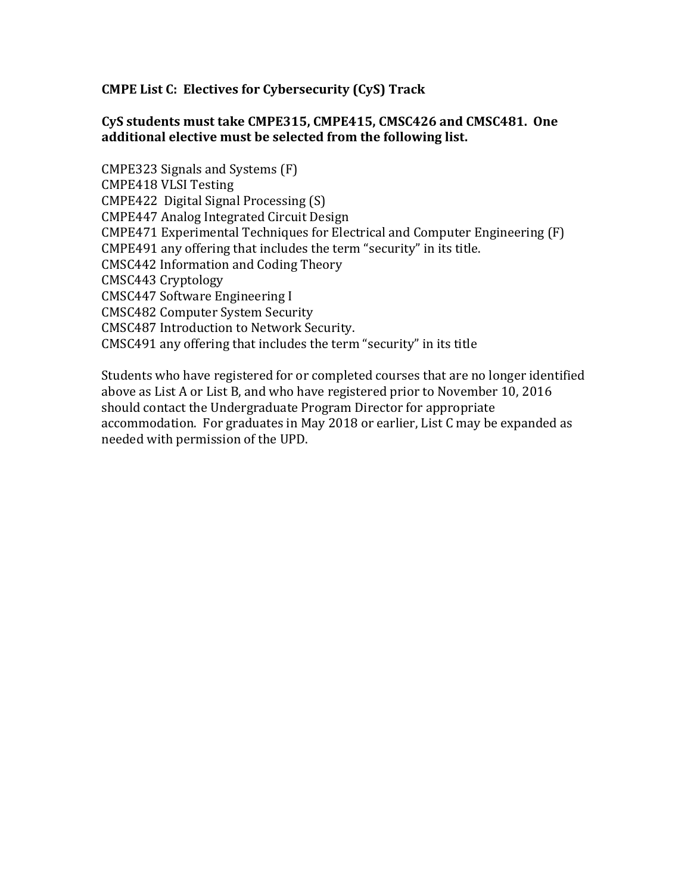**CMPE List C: Electives for Cybersecurity (CyS) Track**

**CyS students must take CMPE315, CMPE415, CMSC426 and CMSC481. One additional elective must be selected from the following list.**

CMPE323 Signals and Systems (F)
CMPE418 VLSI Testing
CMPE422 Digital Signal Processing (S)
CMPE447 Analog Integrated Circuit Design
CMPE471 Experimental Techniques for Electrical and Computer Engineering (F)
CMPE491 any offering that includes the term "security" in its title.
CMSC442 Information and Coding Theory
CMSC443 Cryptology
CMSC447 Software Engineering I
CMSC482 Computer System Security
CMSC487 Introduction to Network Security.
CMSC491 any offering that includes the term "security" in its title

Students who have registered for or completed courses that are no longer identified above as List A or List B, and who have registered prior to November 10, 2016 should contact the Undergraduate Program Director for appropriate accommodation. For graduates in May 2018 or earlier, List C may be expanded as needed with permission of the UPD.